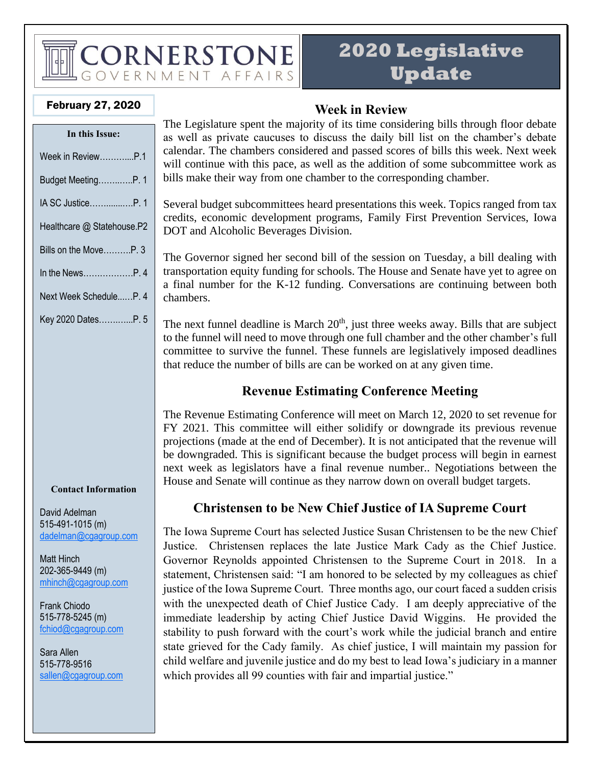# CORNERSTONE GOVERNMENT AFFAIRS

# 2020 Legislative Update

**February 27, 2020**

**In this Issue:**

- Week in Review………....P.1
- Budget Meeting………….P. 1
- IA SC Justice…….....…..P. 1
- Healthcare @ Statehouse.P2
- Bills on the Move……….P. 3
- In the News………………P. 4
- Next Week Schedule……P. 4
- Key 2020 Dates…………..P. 5

## Week in Review

The Legislature spent the majority of its time considering bills through floor debate as well as private caucuses to discuss the daily bill list on the chamber's debate calendar. The chambers considered and passed scores of bills this week. Next week will continue with this pace, as well as the addition of some subcommittee work as bills make their way from one chamber to the corresponding chamber.

Several budget subcommittees heard presentations this week. Topics ranged from tax credits, economic development programs, Family First Prevention Services, Iowa DOT and Alcoholic Beverages Division.

The Governor signed her second bill of the session on Tuesday, a bill dealing with transportation equity funding for schools. The House and Senate have yet to agree on a final number for the K-12 funding. Conversations are continuing between both chambers.

The next funnel deadline is March 20th, just three weeks away. Bills that are subject to the funnel will need to move through one full chamber and the other chamber's full committee to survive the funnel. These funnels are legislatively imposed deadlines that reduce the number of bills are can be worked on at any given time.

## Revenue Estimating Conference Meeting

The Revenue Estimating Conference will meet on March 12, 2020 to set revenue for FY 2021. This committee will either solidify or downgrade its previous revenue projections (made at the end of December). It is not anticipated that the revenue will be downgraded. This is significant because the budget process will begin in earnest next week as legislators have a final revenue number.. Negotiations between the House and Senate will continue as they narrow down on overall budget targets.

## Christensen to be New Chief Justice of IA Supreme Court

The Iowa Supreme Court has selected Justice Susan Christensen to be the new Chief Justice. Christensen replaces the late Justice Mark Cady as the Chief Justice. Governor Reynolds appointed Christensen to the Supreme Court in 2018. In a statement, Christensen said: "I am honored to be selected by my colleagues as chief justice of the Iowa Supreme Court. Three months ago, our court faced a sudden crisis with the unexpected death of Chief Justice Cady. I am deeply appreciative of the immediate leadership by acting Chief Justice David Wiggins. He provided the stability to push forward with the court's work while the judicial branch and entire state grieved for the Cady family. As chief justice, I will maintain my passion for child welfare and juvenile justice and do my best to lead Iowa's judiciary in a manner which provides all 99 counties with fair and impartial justice."

**Contact Information**

David Adelman
515-491-1015 (m)
dadelman@cgagroup.com

Matt Hinch
202-365-9449 (m)
mhinch@cgagroup.com

Frank Chiodo
515-778-5245 (m)
fchiod@cgagroup.com

Sara Allen
515-778-9516
sallen@cgagroup.com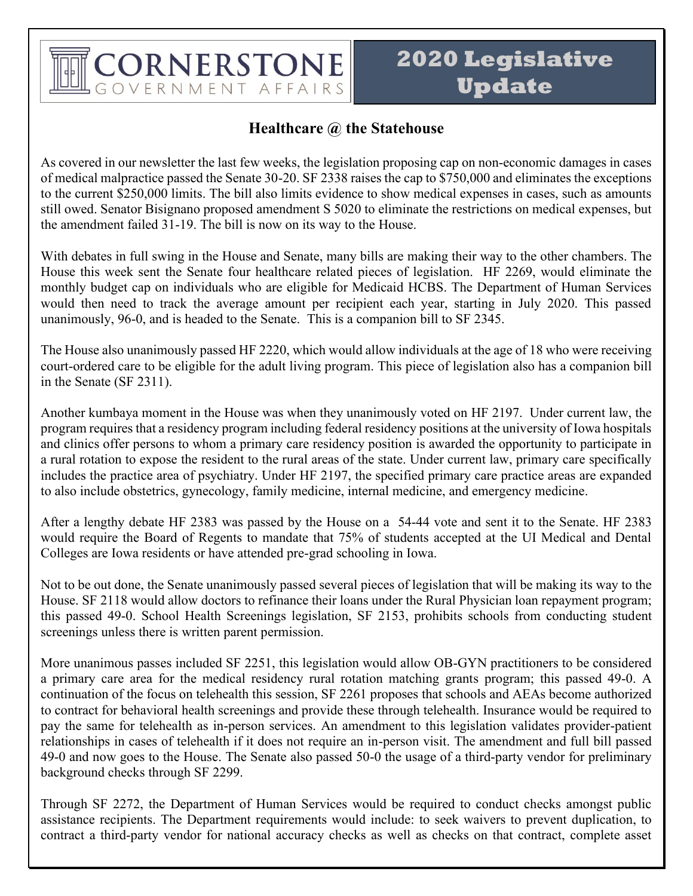CORNERSTONE GOVERNMENT AFFAIRS

# 2020 Legislative Update

## Healthcare @ the Statehouse

As covered in our newsletter the last few weeks, the legislation proposing cap on non-economic damages in cases of medical malpractice passed the Senate 30-20. SF 2338 raises the cap to $750,000 and eliminates the exceptions to the current $250,000 limits. The bill also limits evidence to show medical expenses in cases, such as amounts still owed. Senator Bisignano proposed amendment S 5020 to eliminate the restrictions on medical expenses, but the amendment failed 31-19. The bill is now on its way to the House.

With debates in full swing in the House and Senate, many bills are making their way to the other chambers. The House this week sent the Senate four healthcare related pieces of legislation. HF 2269, would eliminate the monthly budget cap on individuals who are eligible for Medicaid HCBS. The Department of Human Services would then need to track the average amount per recipient each year, starting in July 2020. This passed unanimously, 96-0, and is headed to the Senate. This is a companion bill to SF 2345.

The House also unanimously passed HF 2220, which would allow individuals at the age of 18 who were receiving court-ordered care to be eligible for the adult living program. This piece of legislation also has a companion bill in the Senate (SF 2311).

Another kumbaya moment in the House was when they unanimously voted on HF 2197. Under current law, the program requires that a residency program including federal residency positions at the university of Iowa hospitals and clinics offer persons to whom a primary care residency position is awarded the opportunity to participate in a rural rotation to expose the resident to the rural areas of the state. Under current law, primary care specifically includes the practice area of psychiatry. Under HF 2197, the specified primary care practice areas are expanded to also include obstetrics, gynecology, family medicine, internal medicine, and emergency medicine.

After a lengthy debate HF 2383 was passed by the House on a 54-44 vote and sent it to the Senate. HF 2383 would require the Board of Regents to mandate that 75% of students accepted at the UI Medical and Dental Colleges are Iowa residents or have attended pre-grad schooling in Iowa.

Not to be out done, the Senate unanimously passed several pieces of legislation that will be making its way to the House. SF 2118 would allow doctors to refinance their loans under the Rural Physician loan repayment program; this passed 49-0. School Health Screenings legislation, SF 2153, prohibits schools from conducting student screenings unless there is written parent permission.

More unanimous passes included SF 2251, this legislation would allow OB-GYN practitioners to be considered a primary care area for the medical residency rural rotation matching grants program; this passed 49-0. A continuation of the focus on telehealth this session, SF 2261 proposes that schools and AEAs become authorized to contract for behavioral health screenings and provide these through telehealth. Insurance would be required to pay the same for telehealth as in-person services. An amendment to this legislation validates provider-patient relationships in cases of telehealth if it does not require an in-person visit. The amendment and full bill passed 49-0 and now goes to the House. The Senate also passed 50-0 the usage of a third-party vendor for preliminary background checks through SF 2299.

Through SF 2272, the Department of Human Services would be required to conduct checks amongst public assistance recipients. The Department requirements would include: to seek waivers to prevent duplication, to contract a third-party vendor for national accuracy checks as well as checks on that contract, complete asset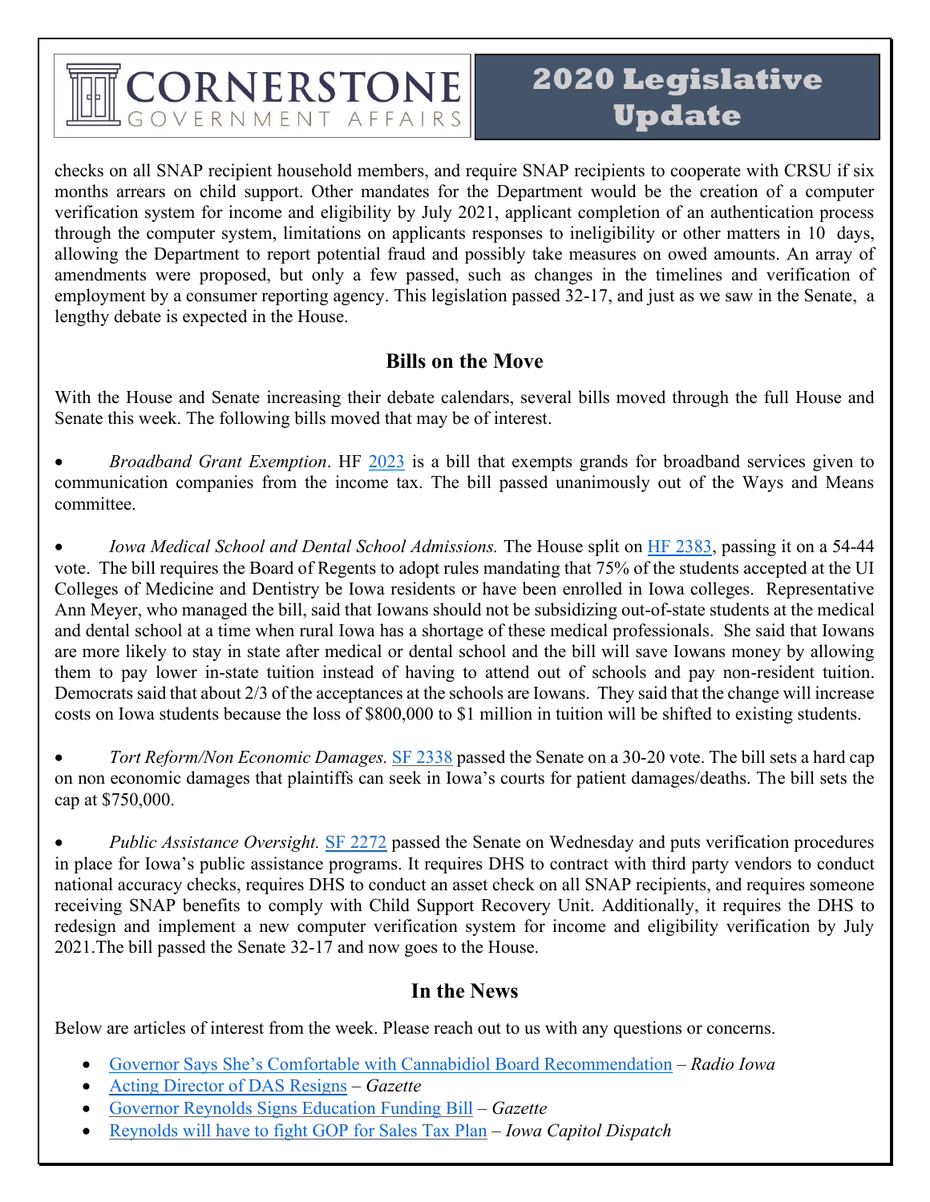checks on all SNAP recipient household members, and require SNAP recipients to cooperate with CRSU if six months arrears on child support. Other mandates for the Department would be the creation of a computer verification system for income and eligibility by July 2021, applicant completion of an authentication process through the computer system, limitations on applicants responses to ineligibility or other matters in 10 days, allowing the Department to report potential fraud and possibly take measures on owed amounts. An array of amendments were proposed, but only a few passed, such as changes in the timelines and verification of employment by a consumer reporting agency. This legislation passed 32-17, and just as we saw in the Senate, a lengthy debate is expected in the House.

## Bills on the Move

With the House and Senate increasing their debate calendars, several bills moved through the full House and Senate this week. The following bills moved that may be of interest.

- *Broadband Grant Exemption*. HF [2023](#) is a bill that exempts grands for broadband services given to communication companies from the income tax. The bill passed unanimously out of the Ways and Means committee.

- *Iowa Medical School and Dental School Admissions.* The House split on [HF 2383](#), passing it on a 54-44 vote. The bill requires the Board of Regents to adopt rules mandating that 75% of the students accepted at the UI Colleges of Medicine and Dentistry be Iowa residents or have been enrolled in Iowa colleges. Representative Ann Meyer, who managed the bill, said that Iowans should not be subsidizing out-of-state students at the medical and dental school at a time when rural Iowa has a shortage of these medical professionals. She said that Iowans are more likely to stay in state after medical or dental school and the bill will save Iowans money by allowing them to pay lower in-state tuition instead of having to attend out of schools and pay non-resident tuition. Democrats said that about 2/3 of the acceptances at the schools are Iowans. They said that the change will increase costs on Iowa students because the loss of $800,000 to $1 million in tuition will be shifted to existing students.

- *Tort Reform/Non Economic Damages.* [SF 2338](#) passed the Senate on a 30-20 vote. The bill sets a hard cap on non economic damages that plaintiffs can seek in Iowa's courts for patient damages/deaths. The bill sets the cap at $750,000.

- *Public Assistance Oversight.* [SF 2272](#) passed the Senate on Wednesday and puts verification procedures in place for Iowa's public assistance programs. It requires DHS to contract with third party vendors to conduct national accuracy checks, requires DHS to conduct an asset check on all SNAP recipients, and requires someone receiving SNAP benefits to comply with Child Support Recovery Unit. Additionally, it requires the DHS to redesign and implement a new computer verification system for income and eligibility verification by July 2021.The bill passed the Senate 32-17 and now goes to the House.

## In the News

Below are articles of interest from the week. Please reach out to us with any questions or concerns.

- [Governor Says She's Comfortable with Cannabidiol Board Recommendation](#) – *Radio Iowa*
- [Acting Director of DAS Resigns](#) – *Gazette*
- [Governor Reynolds Signs Education Funding Bill](#) – *Gazette*
- [Reynolds will have to fight GOP for Sales Tax Plan](#) – *Iowa Capitol Dispatch*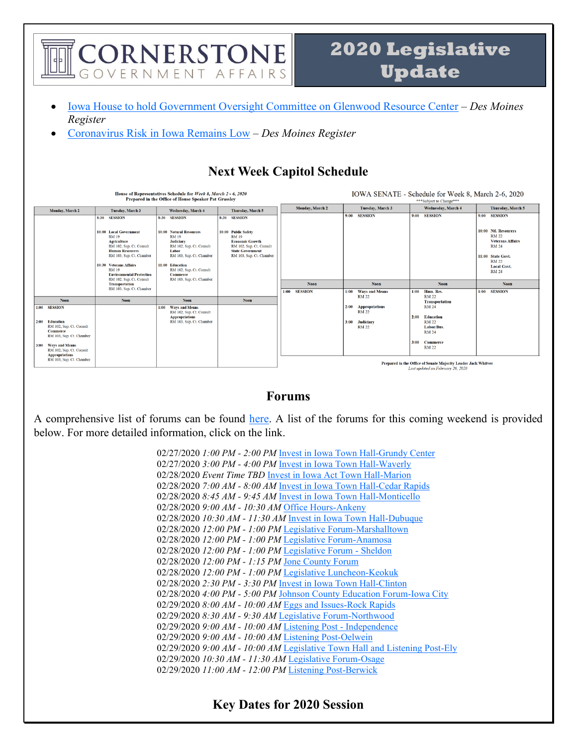- Iowa House to hold Government Oversight Committee on Glenwood Resource Center – *Des Moines Register*
- Coronavirus Risk in Iowa Remains Low – *Des Moines Register*

## Next Week Capitol Schedule

**House of Representatives Schedule for *Week 8, March 2 - 6, 2020***
**Prepared in the Office of House Speaker Pat Grassley**

| Monday, March 2 | Tuesday, March 3 | Wednesday, March 4 | Thursday, March 5 |
|---|---|---|---|
| | 8:30 SESSION | 8:30 SESSION | 8:30 SESSION |
| | 10:00 Local Government RM 19; Agriculture RM 102, Sup. Ct. Consult; Human Resources RM 103, Sup. Ct. Chamber | 10:00 Natural Resources RM 19; Judiciary RM 102, Sup. Ct. Consult; Labor RM 103, Sup. Ct. Chamber | 10:00 Public Safety RM 19; Economic Growth RM 102, Sup. Ct. Consult; State Government RM 103, Sup. Ct. Chamber |
| | 10:30 Veterans Affairs RM 19; Environmental Protection RM 102, Sup. Ct. Consult; Transportation RM 103, Sup. Ct. Chamber | 11:00 Education RM 102, Sup. Ct. Consult; Commerce RM 103, Sup. Ct. Chamber | |
| Noon | Noon | Noon | Noon |
| 1:00 SESSION | | 1:00 Ways and Means RM 102, Sup. Ct. Consult; Appropriations RM 103, Sup. Ct. Chamber | |
| 2:00 Education RM 102, Sup. Ct. Consult; Commerce RM 103, Sup. Ct. Chamber | | | |
| 3:00 Ways and Means RM 102, Sup. Ct. Consult; Appropriations RM 103, Sup. Ct. Chamber | | | |

**IOWA SENATE - Schedule for Week 8, March 2-6, 2020**
***Subject to Change***

| Monday, March 2 | Tuesday, March 3 | Wednesday, March 4 | Thursday, March 5 |
|---|---|---|---|
| | 9:00 SESSION | 9:00 SESSION | 9:00 SESSION |
| | | | 10:00 Ntl. Resources RM 22; Veterans Affairs RM 24 |
| | | | 11:00 State Govt. RM 22; Local Govt. RM 24 |
| Noon | Noon | Noon | Noon |
| 1:00 SESSION | 1:00 Ways and Means RM 22 | 1:00 Hmn. Res. RM 22; Transportation RM 24 | 1:00 SESSION |
| | 2:00 Appropriations RM 22 | 2:00 Education RM 22; Labor/Bus. RM 24 | |
| | 3:00 Judiciary RM 22 | 3:00 Commerce RM 22 | |

**Prepared in the Office of Senate Majority Leader Jack Whitver**
*Last updated on February 26, 2020*

## Forums

A comprehensive list of forums can be found here. A list of the forums for this coming weekend is provided below. For more detailed information, click on the link.

02/27/2020 *1:00 PM - 2:00 PM* Invest in Iowa Town Hall-Grundy Center
02/27/2020 *3:00 PM - 4:00 PM* Invest in Iowa Town Hall-Waverly
02/28/2020 *Event Time TBD* Invest in Iowa Act Town Hall-Marion
02/28/2020 *7:00 AM - 8:00 AM* Invest in Iowa Town Hall-Cedar Rapids
02/28/2020 *8:45 AM - 9:45 AM* Invest in Iowa Town Hall-Monticello
02/28/2020 *9:00 AM - 10:30 AM* Office Hours-Ankeny
02/28/2020 *10:30 AM - 11:30 AM* Invest in Iowa Town Hall-Dubuque
02/28/2020 *12:00 PM - 1:00 PM* Legislative Forum-Marshalltown
02/28/2020 *12:00 PM - 1:00 PM* Legislative Forum-Anamosa
02/28/2020 *12:00 PM - 1:00 PM* Legislative Forum - Sheldon
02/28/2020 *12:00 PM - 1:15 PM* Jone County Forum
02/28/2020 *12:00 PM - 1:00 PM* Legislative Luncheon-Keokuk
02/28/2020 *2:30 PM - 3:30 PM* Invest in Iowa Town Hall-Clinton
02/28/2020 *4:00 PM - 5:00 PM* Johnson County Education Forum-Iowa City
02/29/2020 *8:00 AM - 10:00 AM* Eggs and Issues-Rock Rapids
02/29/2020 *8:30 AM - 9:30 AM* Legislative Forum-Northwood
02/29/2020 *9:00 AM - 10:00 AM* Listening Post - Independence
02/29/2020 *9:00 AM - 10:00 AM* Listening Post-Oelwein
02/29/2020 *9:00 AM - 10:00 AM* Legislative Town Hall and Listening Post-Ely
02/29/2020 *10:30 AM - 11:30 AM* Legislative Forum-Osage
02/29/2020 *11:00 AM - 12:00 PM* Listening Post-Berwick

## Key Dates for 2020 Session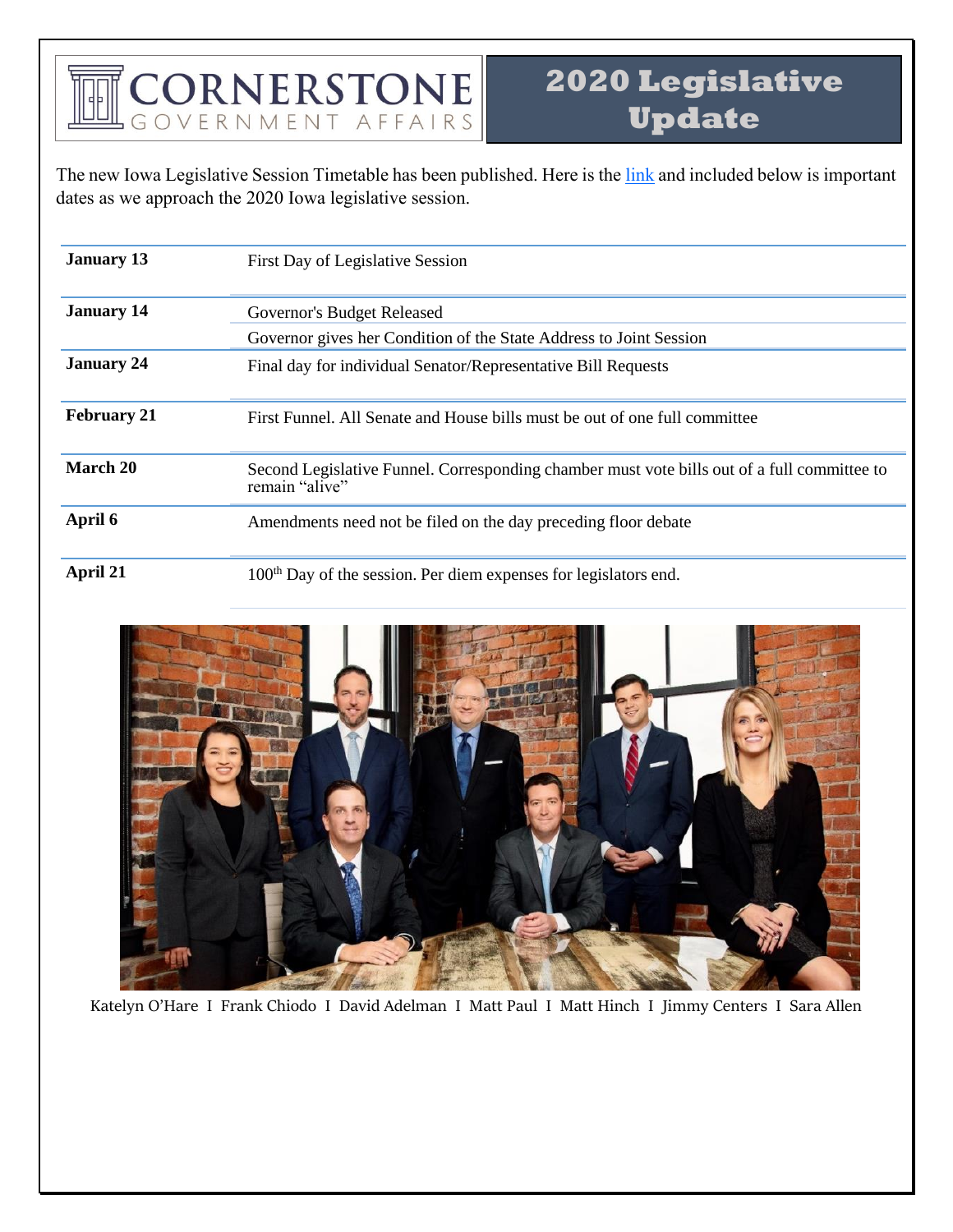# CORNERSTONE GOVERNMENT AFFAIRS

# 2020 Legislative Update

The new Iowa Legislative Session Timetable has been published. Here is the link and included below is important dates as we approach the 2020 Iowa legislative session.

| | |
|---|---|
| **January 13** | First Day of Legislative Session |
| **January 14** | Governor's Budget Released |
| | Governor gives her Condition of the State Address to Joint Session |
| **January 24** | Final day for individual Senator/Representative Bill Requests |
| **February 21** | First Funnel. All Senate and House bills must be out of one full committee |
| **March 20** | Second Legislative Funnel. Corresponding chamber must vote bills out of a full committee to remain "alive" |
| **April 6** | Amendments need not be filed on the day preceding floor debate |
| **April 21** | 100th Day of the session. Per diem expenses for legislators end. |

Katelyn O'Hare I Frank Chiodo I David Adelman I Matt Paul I Matt Hinch I Jimmy Centers I Sara Allen